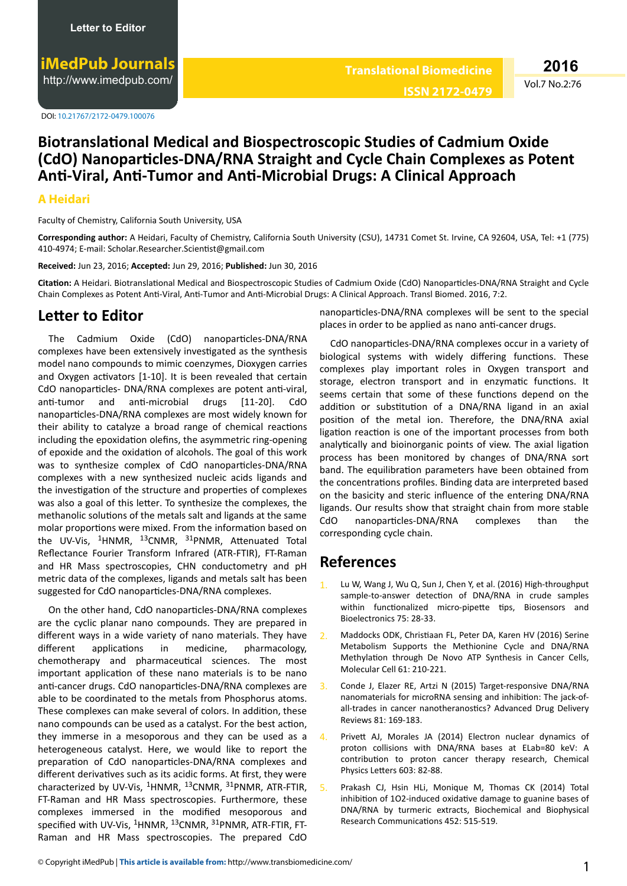Letter to Editor

DOI: 10.21767/2172-0479.100076

# Biotranslational Medical and Biospectroscopic Studies of Cadmium Oxide (CdO) Nanoparticles-DNA/RNA Straight and Cycle Chain Complexes as Potent Anti-Viral, Anti-Tumor and Anti-Microbial Drugs: A Clinical Approach

**A Heidari**

Faculty of Chemistry, California South University, USA

**Corresponding author:** A Heidari, Faculty of Chemistry, California South University (CSU), 14731 Comet St. Irvine, CA 92604, USA, Tel: +1 (775) 410-4974; E-mail: Scholar.Researcher.Scientist@gmail.com

**Received:** Jun 23, 2016; **Accepted:** Jun 29, 2016; **Published:** Jun 30, 2016

**Citation:** A Heidari. Biotranslational Medical and Biospectroscopic Studies of Cadmium Oxide (CdO) Nanoparticles-DNA/RNA Straight and Cycle Chain Complexes as Potent Anti-Viral, Anti-Tumor and Anti-Microbial Drugs: A Clinical Approach. Transl Biomed. 2016, 7:2.

## Letter to Editor

The Cadmium Oxide (CdO) nanoparticles-DNA/RNA complexes have been extensively investigated as the synthesis model nano compounds to mimic coenzymes, Dioxygen carries and Oxygen activators [1-10]. It is been revealed that certain CdO nanoparticles- DNA/RNA complexes are potent anti-viral, anti-tumor and anti-microbial drugs [11-20]. CdO nanoparticles-DNA/RNA complexes are most widely known for their ability to catalyze a broad range of chemical reactions including the epoxidation olefins, the asymmetric ring-opening of epoxide and the oxidation of alcohols. The goal of this work was to synthesize complex of CdO nanoparticles-DNA/RNA complexes with a new synthesized nucleic acids ligands and the investigation of the structure and properties of complexes was also a goal of this letter. To synthesize the complexes, the methanolic solutions of the metals salt and ligands at the same molar proportions were mixed. From the information based on the UV-Vis, $^{1}$HNMR, $^{13}$CNMR, $^{31}$PNMR, Attenuated Total Reflectance Fourier Transform Infrared (ATR-FTIR), FT-Raman and HR Mass spectroscopies, CHN conductometry and pH metric data of the complexes, ligands and metals salt has been suggested for CdO nanoparticles-DNA/RNA complexes.

On the other hand, CdO nanoparticles-DNA/RNA complexes are the cyclic planar nano compounds. They are prepared in different ways in a wide variety of nano materials. They have different applications in medicine, pharmacology, chemotherapy and pharmaceutical sciences. The most important application of these nano materials is to be nano anti-cancer drugs. CdO nanoparticles-DNA/RNA complexes are able to be coordinated to the metals from Phosphorus atoms. These complexes can make several of colors. In addition, these nano compounds can be used as a catalyst. For the best action, they immerse in a mesoporous and they can be used as a heterogeneous catalyst. Here, we would like to report the preparation of CdO nanoparticles-DNA/RNA complexes and different derivatives such as its acidic forms. At first, they were characterized by UV-Vis, $^{1}$HNMR, $^{13}$CNMR, $^{31}$PNMR, ATR-FTIR, FT-Raman and HR Mass spectroscopies. Furthermore, these complexes immersed in the modified mesoporous and specified with UV-Vis, $^{1}$HNMR, $^{13}$CNMR, $^{31}$PNMR, ATR-FTIR, FT-Raman and HR Mass spectroscopies. The prepared CdO nanoparticles-DNA/RNA complexes will be sent to the special places in order to be applied as nano anti-cancer drugs.

CdO nanoparticles-DNA/RNA complexes occur in a variety of biological systems with widely differing functions. These complexes play important roles in Oxygen transport and storage, electron transport and in enzymatic functions. It seems certain that some of these functions depend on the addition or substitution of a DNA/RNA ligand in an axial position of the metal ion. Therefore, the DNA/RNA axial ligation reaction is one of the important processes from both analytically and bioinorganic points of view. The axial ligation process has been monitored by changes of DNA/RNA sort band. The equilibration parameters have been obtained from the concentrations profiles. Binding data are interpreted based on the basicity and steric influence of the entering DNA/RNA ligands. Our results show that straight chain from more stable CdO nanoparticles-DNA/RNA complexes than the corresponding cycle chain.

## References

1. Lu W, Wang J, Wu Q, Sun J, Chen Y, et al. (2016) High-throughput sample-to-answer detection of DNA/RNA in crude samples within functionalized micro-pipette tips, Biosensors and Bioelectronics 75: 28-33.
2. Maddocks ODK, Christiaan FL, Peter DA, Karen HV (2016) Serine Metabolism Supports the Methionine Cycle and DNA/RNA Methylation through De Novo ATP Synthesis in Cancer Cells, Molecular Cell 61: 210-221.
3. Conde J, Elazer RE, Artzi N (2015) Target-responsive DNA/RNA nanomaterials for microRNA sensing and inhibition: The jack-of-all-trades in cancer nanotheranostics? Advanced Drug Delivery Reviews 81: 169-183.
4. Privett AJ, Morales JA (2014) Electron nuclear dynamics of proton collisions with DNA/RNA bases at ELab=80 keV: A contribution to proton cancer therapy research, Chemical Physics Letters 603: 82-88.
5. Prakash CJ, Hsin HLi, Monique M, Thomas CK (2014) Total inhibition of 1O2-induced oxidative damage to guanine bases of DNA/RNA by turmeric extracts, Biochemical and Biophysical Research Communications 452: 515-519.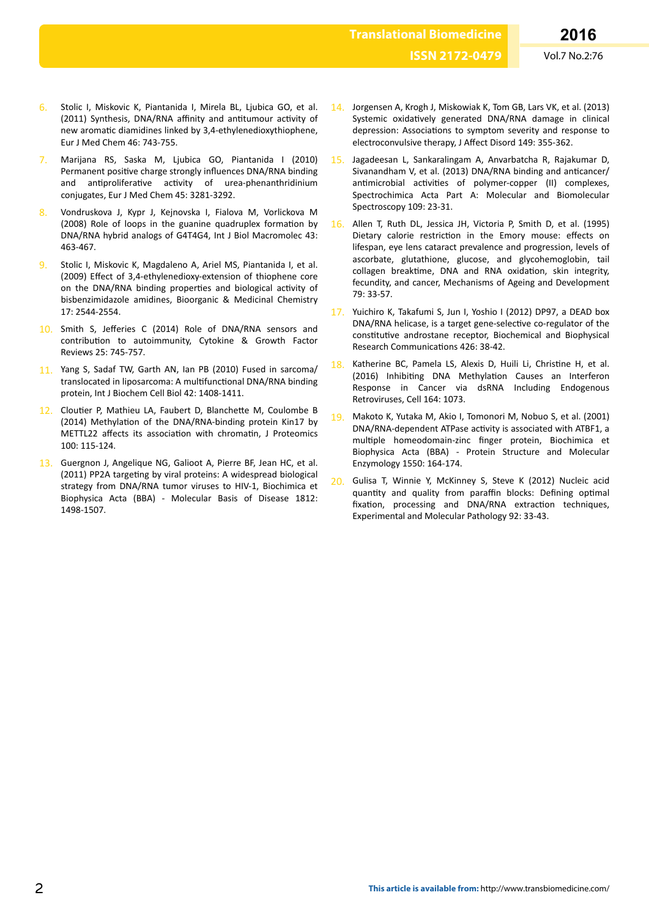6. Stolic I, Miskovic K, Piantanida I, Mirela BL, Ljubica GO, et al. (2011) Synthesis, DNA/RNA affinity and antitumour activity of new aromatic diamidines linked by 3,4-ethylenedioxythiophene, Eur J Med Chem 46: 743-755.

7. Marijana RS, Saska M, Ljubica GO, Piantanida I (2010) Permanent positive charge strongly influences DNA/RNA binding and antiproliferative activity of urea-phenanthridinium conjugates, Eur J Med Chem 45: 3281-3292.

8. Vondruskova J, Kypr J, Kejnovska I, Fialova M, Vorlickova M (2008) Role of loops in the guanine quadruplex formation by DNA/RNA hybrid analogs of G4T4G4, Int J Biol Macromolec 43: 463-467.

9. Stolic I, Miskovic K, Magdaleno A, Ariel MS, Piantanida I, et al. (2009) Effect of 3,4-ethylenedioxy-extension of thiophene core on the DNA/RNA binding properties and biological activity of bisbenzimidazole amidines, Bioorganic & Medicinal Chemistry 17: 2544-2554.

10. Smith S, Jefferies C (2014) Role of DNA/RNA sensors and contribution to autoimmunity, Cytokine & Growth Factor Reviews 25: 745-757.

11. Yang S, Sadaf TW, Garth AN, Ian PB (2010) Fused in sarcoma/translocated in liposarcoma: A multifunctional DNA/RNA binding protein, Int J Biochem Cell Biol 42: 1408-1411.

12. Cloutier P, Mathieu LA, Faubert D, Blanchette M, Coulombe B (2014) Methylation of the DNA/RNA-binding protein Kin17 by METTL22 affects its association with chromatin, J Proteomics 100: 115-124.

13. Guergnon J, Angelique NG, Galioot A, Pierre BF, Jean HC, et al. (2011) PP2A targeting by viral proteins: A widespread biological strategy from DNA/RNA tumor viruses to HIV-1, Biochimica et Biophysica Acta (BBA) - Molecular Basis of Disease 1812: 1498-1507.

14. Jorgensen A, Krogh J, Miskowiak K, Tom GB, Lars VK, et al. (2013) Systemic oxidatively generated DNA/RNA damage in clinical depression: Associations to symptom severity and response to electroconvulsive therapy, J Affect Disord 149: 355-362.

15. Jagadeesan L, Sankaralingam A, Anvarbatcha R, Rajakumar D, Sivanandham V, et al. (2013) DNA/RNA binding and anticancer/antimicrobial activities of polymer-copper (II) complexes, Spectrochimica Acta Part A: Molecular and Biomolecular Spectroscopy 109: 23-31.

16. Allen T, Ruth DL, Jessica JH, Victoria P, Smith D, et al. (1995) Dietary calorie restriction in the Emory mouse: effects on lifespan, eye lens cataract prevalence and progression, levels of ascorbate, glutathione, glucose, and glycohemoglobin, tail collagen breaktime, DNA and RNA oxidation, skin integrity, fecundity, and cancer, Mechanisms of Ageing and Development 79: 33-57.

17. Yuichiro K, Takafumi S, Jun I, Yoshio I (2012) DP97, a DEAD box DNA/RNA helicase, is a target gene-selective co-regulator of the constitutive androstane receptor, Biochemical and Biophysical Research Communications 426: 38-42.

18. Katherine BC, Pamela LS, Alexis D, Huili Li, Christine H, et al. (2016) Inhibiting DNA Methylation Causes an Interferon Response in Cancer via dsRNA Including Endogenous Retroviruses, Cell 164: 1073.

19. Makoto K, Yutaka M, Akio I, Tomonori M, Nobuo S, et al. (2001) DNA/RNA-dependent ATPase activity is associated with ATBF1, a multiple homeodomain-zinc finger protein, Biochimica et Biophysica Acta (BBA) - Protein Structure and Molecular Enzymology 1550: 164-174.

20. Gulisa T, Winnie Y, McKinney S, Steve K (2012) Nucleic acid quantity and quality from paraffin blocks: Defining optimal fixation, processing and DNA/RNA extraction techniques, Experimental and Molecular Pathology 92: 33-43.